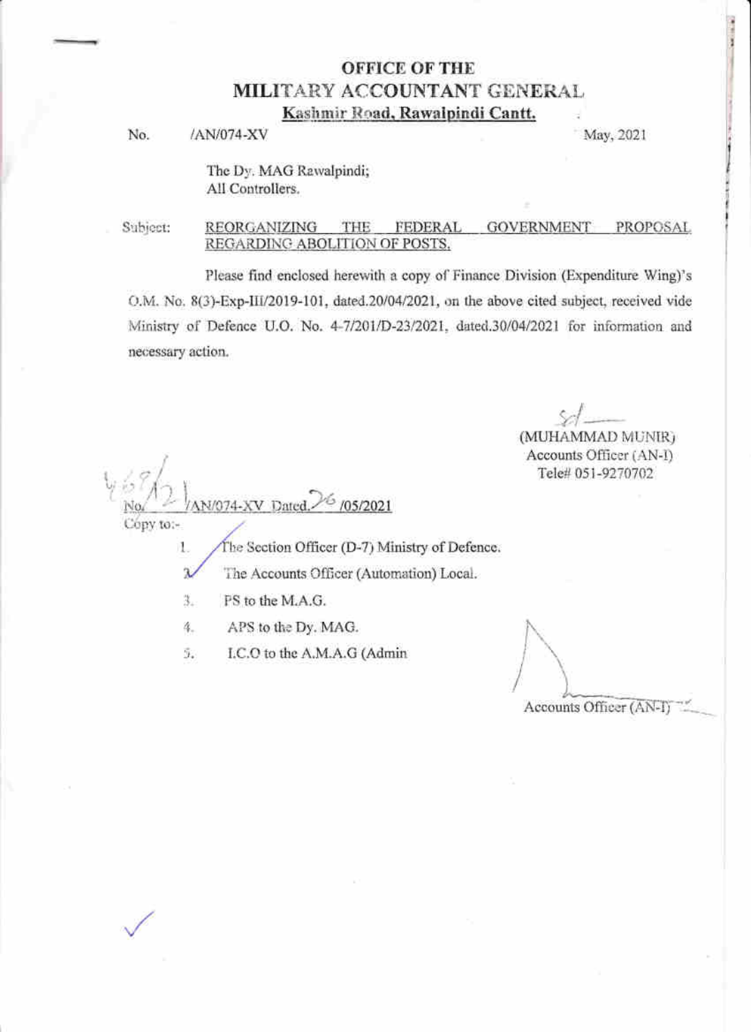# OFFICE OF THE
# MILITARY ACCOUNTANT GENERAL
**Kashmir Road, Rawalpindi Cantt.**

No. /AN/074-XV May, 2021

The Dy. MAG Rawalpindi;
All Controllers.

Subject: **REORGANIZING THE FEDERAL GOVERNMENT PROPOSAL REGARDING ABOLITION OF POSTS.**

Please find enclosed herewith a copy of Finance Division (Expenditure Wing)'s O.M. No. 8(3)-Exp-III/2019-101, dated.20/04/2021, on the above cited subject, received vide Ministry of Defence U.O. No. 4-7/201/D-23/2021, dated.30/04/2021 for information and necessary action.

Sd/-
(MUHAMMAD MUNIR)
Accounts Officer (AN-I)
Tele# 051-9270702

No. 469/21/AN/074-XV Dated. 26/05/2021

Copy to:-

1. The Section Officer (D-7) Ministry of Defence.
2. The Accounts Officer (Automation) Local.
3. PS to the M.A.G.
4. APS to the Dy. MAG.
5. I.C.O to the A.M.A.G (Admin

Accounts Officer (AN-I)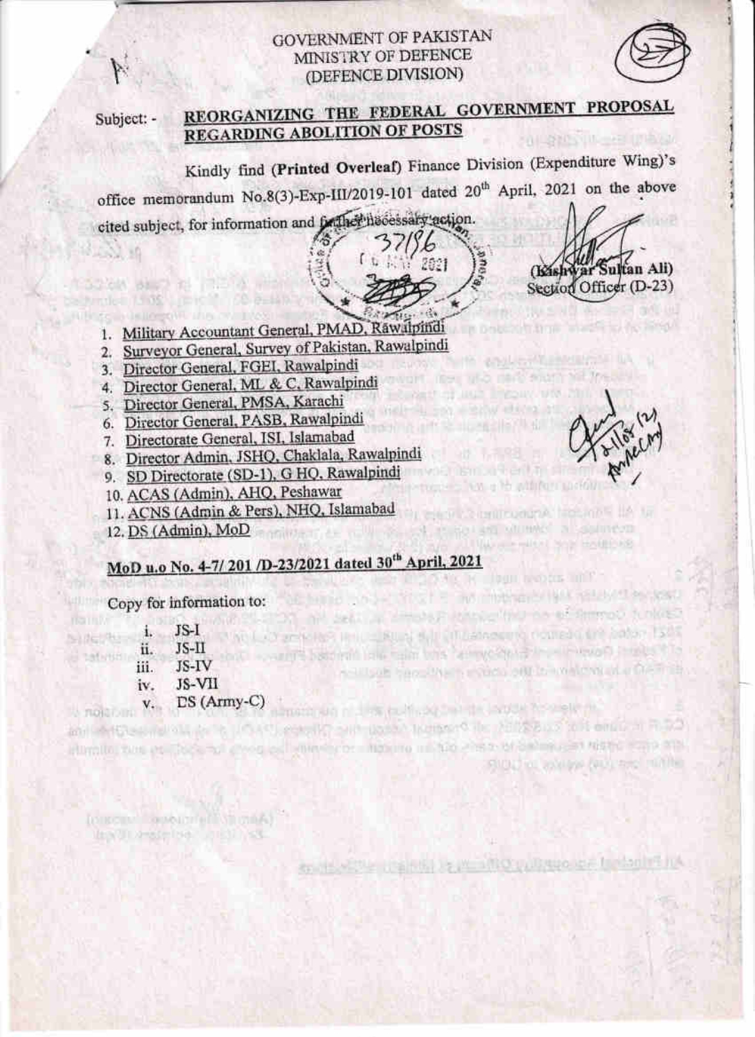GOVERNMENT OF PAKISTAN
MINISTRY OF DEFENCE
(DEFENCE DIVISION)

Subject: - **REORGANIZING THE FEDERAL GOVERNMENT PROPOSAL REGARDING ABOLITION OF POSTS**

Kindly find **(Printed Overleaf)** Finance Division (Expenditure Wing)'s office memorandum No.8(3)-Exp-III/2019-101 dated 20th April, 2021 on the above cited subject, for information and further necessary action.

(Kishwar Sultan Ali)
Section Officer (D-23)

1. Military Accountant General, PMAD, Rawalpindi
2. Surveyor General, Survey of Pakistan, Rawalpindi
3. Director General, FGEI, Rawalpindi
4. Director General, ML & C, Rawalpindi
5. Director General, PMSA, Karachi
6. Director General, PASB, Rawalpindi
7. Directorate General, ISI, Islamabad
8. Director Admin, JSHQ, Chaklala, Rawalpindi
9. SD Directorate (SD-1), G HQ, Rawalpindi
10. ACAS (Admin), AHQ, Peshawar
11. ACNS (Admin & Pers), NHQ, Islamabad
12. DS (Admin), MoD

**MoD u.o No. 4-7/ 201 /D-23/2021 dated 30th April, 2021**

Copy for information to:

i. JS-I
ii. JS-II
iii. JS-IV
iv. JS-VII
v. DS (Army-C)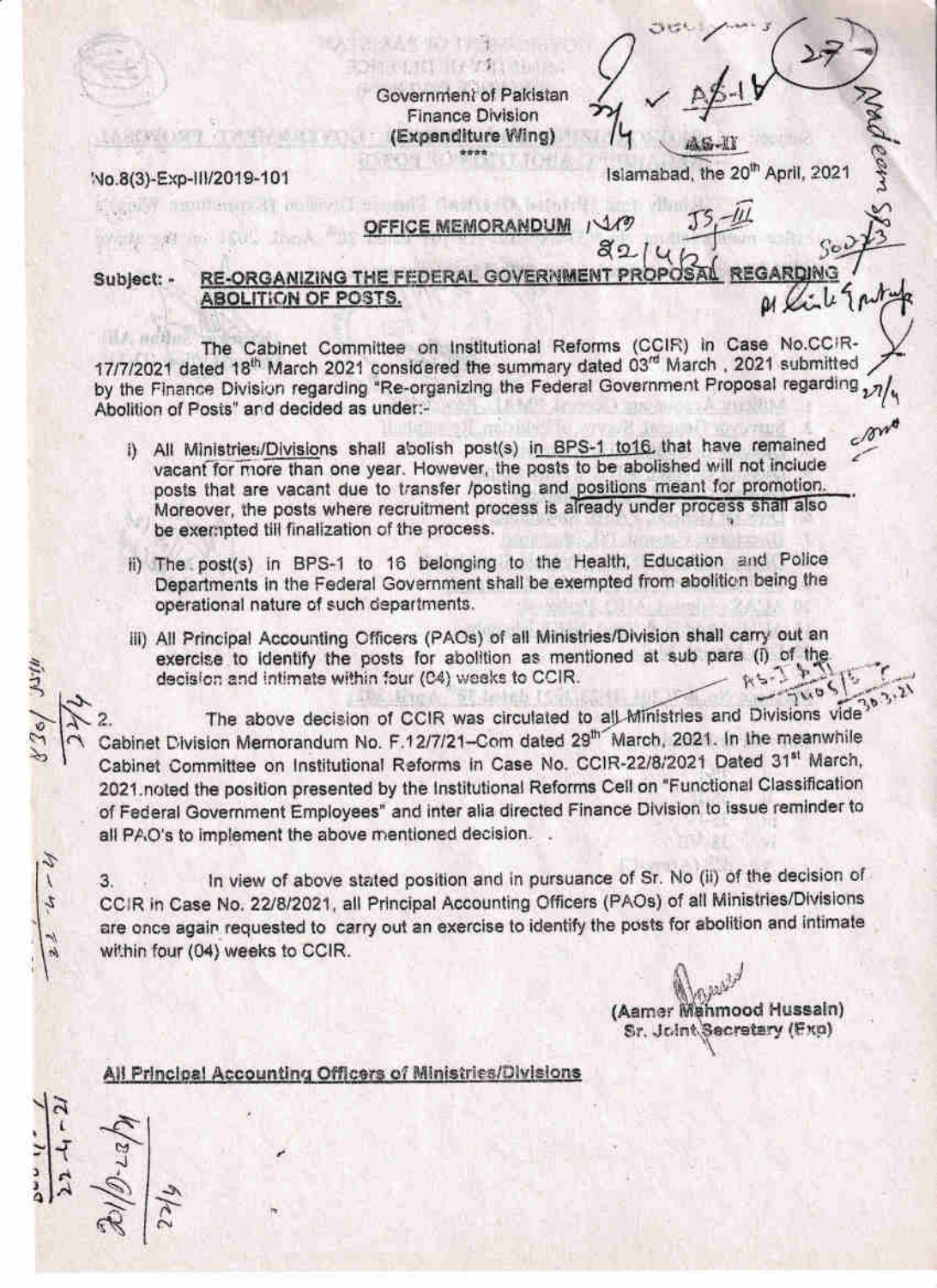Government of Pakistan
Finance Division
(Expenditure Wing)
\*\*\*\*

No.8(3)-Exp-III/2019-101

Islamabad, the 20[th] April, 2021

**OFFICE MEMORANDUM**

**Subject: - RE-ORGANIZING THE FEDERAL GOVERNMENT PROPOSAL REGARDING ABOLITION OF POSTS.**

The Cabinet Committee on Institutional Reforms (CCIR) in Case No.CCIR-17/7/2021 dated 18[th] March 2021 considered the summary dated 03[rd] March , 2021 submitted by the Finance Division regarding "Re-organizing the Federal Government Proposal regarding Abolition of Posts" and decided as under:-

i) All Ministries/Divisions shall abolish post(s) in BPS-1 to16 that have remained vacant for more than one year. However, the posts to be abolished will not include posts that are vacant due to transfer /posting and positions meant for promotion. Moreover, the posts where recruitment process is already under process shall also be exempted till finalization of the process.

ii) The post(s) in BPS-1 to 16 belonging to the Health, Education and Police Departments in the Federal Government shall be exempted from abolition being the operational nature of such departments.

iii) All Principal Accounting Officers (PAOs) of all Ministries/Division shall carry out an exercise to identify the posts for abolition as mentioned at sub para (i) of the decision and intimate within four (04) weeks to CCIR.

2. The above decision of CCIR was circulated to all Ministries and Divisions vide Cabinet Division Memorandum No. F.12/7/21–Com dated 29[th] March, 2021. In the meanwhile Cabinet Committee on Institutional Reforms in Case No. CCIR-22/8/2021 Dated 31[st] March, 2021 noted the position presented by the Institutional Reforms Cell on "Functional Classification of Federal Government Employees" and inter alia directed Finance Division to issue reminder to all PAO's to implement the above mentioned decision.

3. In view of above stated position and in pursuance of Sr. No (ii) of the decision of CCIR in Case No. 22/8/2021, all Principal Accounting Officers (PAOs) of all Ministries/Divisions are once again requested to carry out an exercise to identify the posts for abolition and intimate within four (04) weeks to CCIR.

(Aamer Mahmood Hussain)
Sr. Joint Secretary (Exp)

**All Principal Accounting Officers of Ministries/Divisions**